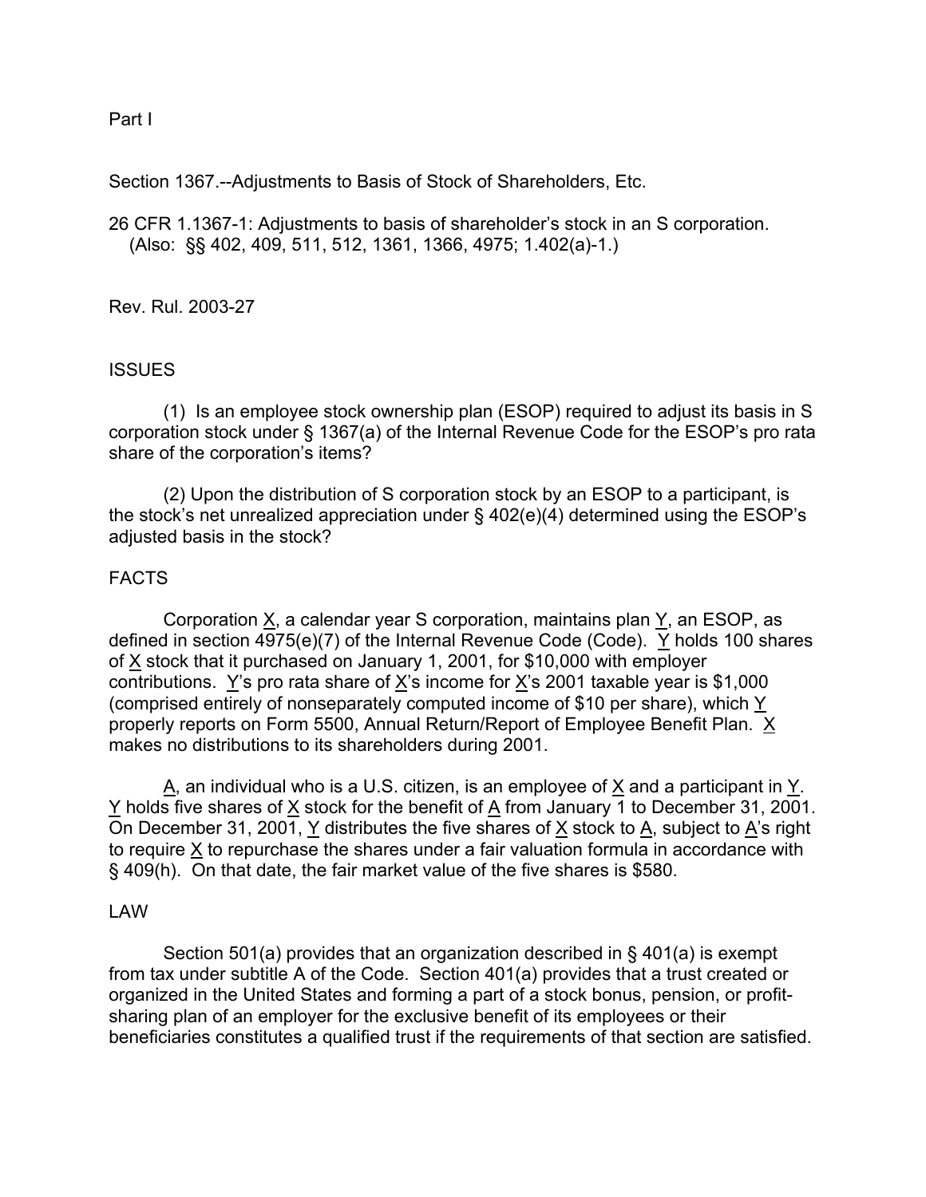Part I

Section 1367.--Adjustments to Basis of Stock of Shareholders, Etc.

26 CFR 1.1367-1: Adjustments to basis of shareholder's stock in an S corporation.
(Also: §§ 402, 409, 511, 512, 1361, 1366, 4975; 1.402(a)-1.)

Rev. Rul. 2003-27

## ISSUES

(1) Is an employee stock ownership plan (ESOP) required to adjust its basis in S corporation stock under § 1367(a) of the Internal Revenue Code for the ESOP's pro rata share of the corporation's items?

(2) Upon the distribution of S corporation stock by an ESOP to a participant, is the stock's net unrealized appreciation under § 402(e)(4) determined using the ESOP's adjusted basis in the stock?

## FACTS

Corporation X, a calendar year S corporation, maintains plan Y, an ESOP, as defined in section 4975(e)(7) of the Internal Revenue Code (Code). Y holds 100 shares of X stock that it purchased on January 1, 2001, for $10,000 with employer contributions. Y's pro rata share of X's income for X's 2001 taxable year is $1,000 (comprised entirely of nonseparately computed income of $10 per share), which Y properly reports on Form 5500, Annual Return/Report of Employee Benefit Plan. X makes no distributions to its shareholders during 2001.

A, an individual who is a U.S. citizen, is an employee of X and a participant in Y. Y holds five shares of X stock for the benefit of A from January 1 to December 31, 2001. On December 31, 2001, Y distributes the five shares of X stock to A, subject to A's right to require X to repurchase the shares under a fair valuation formula in accordance with § 409(h). On that date, the fair market value of the five shares is $580.

## LAW

Section 501(a) provides that an organization described in § 401(a) is exempt from tax under subtitle A of the Code. Section 401(a) provides that a trust created or organized in the United States and forming a part of a stock bonus, pension, or profit-sharing plan of an employer for the exclusive benefit of its employees or their beneficiaries constitutes a qualified trust if the requirements of that section are satisfied.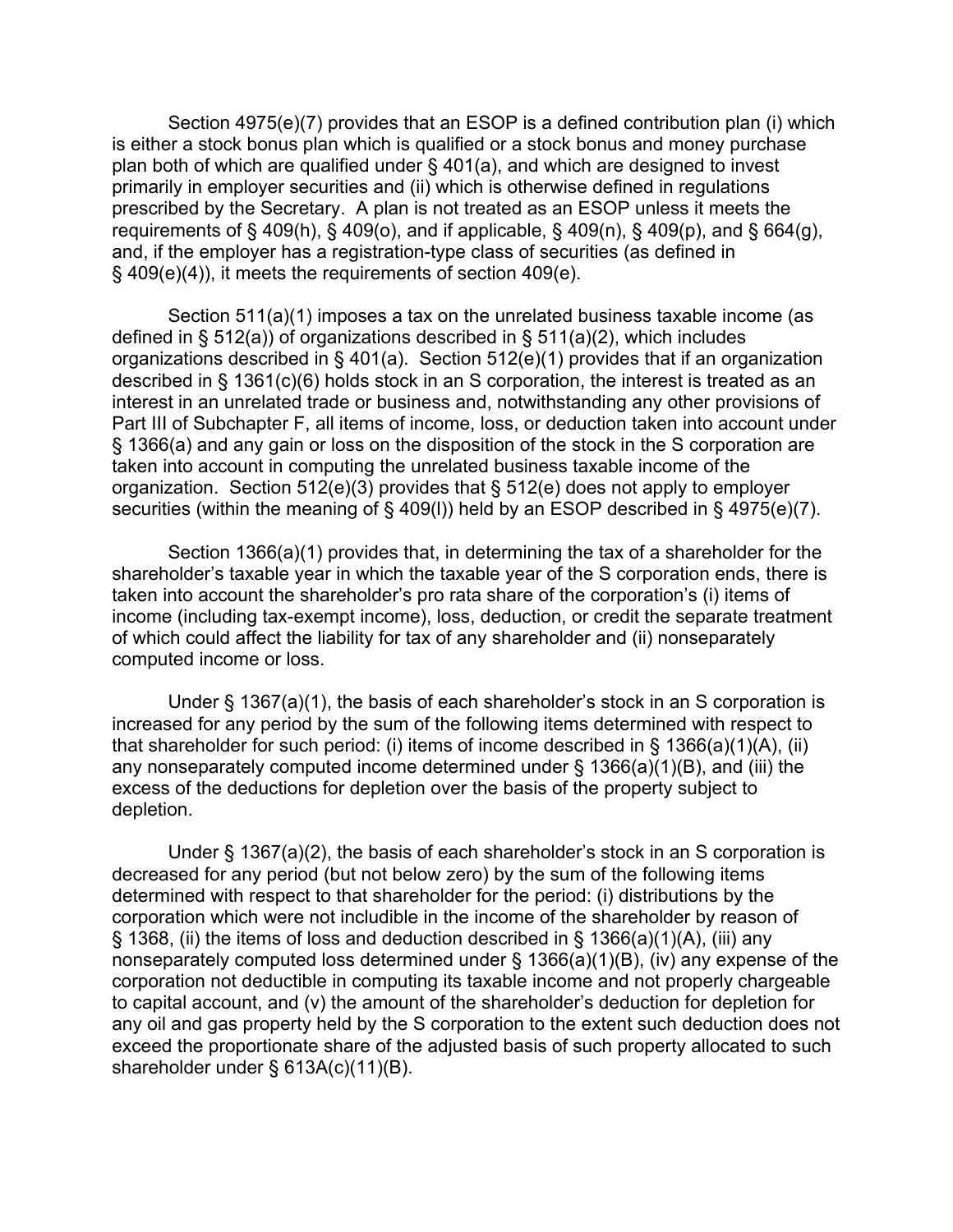Section 4975(e)(7) provides that an ESOP is a defined contribution plan (i) which is either a stock bonus plan which is qualified or a stock bonus and money purchase plan both of which are qualified under § 401(a), and which are designed to invest primarily in employer securities and (ii) which is otherwise defined in regulations prescribed by the Secretary. A plan is not treated as an ESOP unless it meets the requirements of § 409(h), § 409(o), and if applicable, § 409(n), § 409(p), and § 664(g), and, if the employer has a registration-type class of securities (as defined in § 409(e)(4)), it meets the requirements of section 409(e).

Section 511(a)(1) imposes a tax on the unrelated business taxable income (as defined in § 512(a)) of organizations described in § 511(a)(2), which includes organizations described in § 401(a). Section 512(e)(1) provides that if an organization described in § 1361(c)(6) holds stock in an S corporation, the interest is treated as an interest in an unrelated trade or business and, notwithstanding any other provisions of Part III of Subchapter F, all items of income, loss, or deduction taken into account under § 1366(a) and any gain or loss on the disposition of the stock in the S corporation are taken into account in computing the unrelated business taxable income of the organization. Section 512(e)(3) provides that § 512(e) does not apply to employer securities (within the meaning of § 409(l)) held by an ESOP described in § 4975(e)(7).

Section 1366(a)(1) provides that, in determining the tax of a shareholder for the shareholder's taxable year in which the taxable year of the S corporation ends, there is taken into account the shareholder's pro rata share of the corporation's (i) items of income (including tax-exempt income), loss, deduction, or credit the separate treatment of which could affect the liability for tax of any shareholder and (ii) nonseparately computed income or loss.

Under § 1367(a)(1), the basis of each shareholder's stock in an S corporation is increased for any period by the sum of the following items determined with respect to that shareholder for such period: (i) items of income described in § 1366(a)(1)(A), (ii) any nonseparately computed income determined under § 1366(a)(1)(B), and (iii) the excess of the deductions for depletion over the basis of the property subject to depletion.

Under § 1367(a)(2), the basis of each shareholder's stock in an S corporation is decreased for any period (but not below zero) by the sum of the following items determined with respect to that shareholder for the period: (i) distributions by the corporation which were not includible in the income of the shareholder by reason of § 1368, (ii) the items of loss and deduction described in § 1366(a)(1)(A), (iii) any nonseparately computed loss determined under § 1366(a)(1)(B), (iv) any expense of the corporation not deductible in computing its taxable income and not properly chargeable to capital account, and (v) the amount of the shareholder's deduction for depletion for any oil and gas property held by the S corporation to the extent such deduction does not exceed the proportionate share of the adjusted basis of such property allocated to such shareholder under § 613A(c)(11)(B).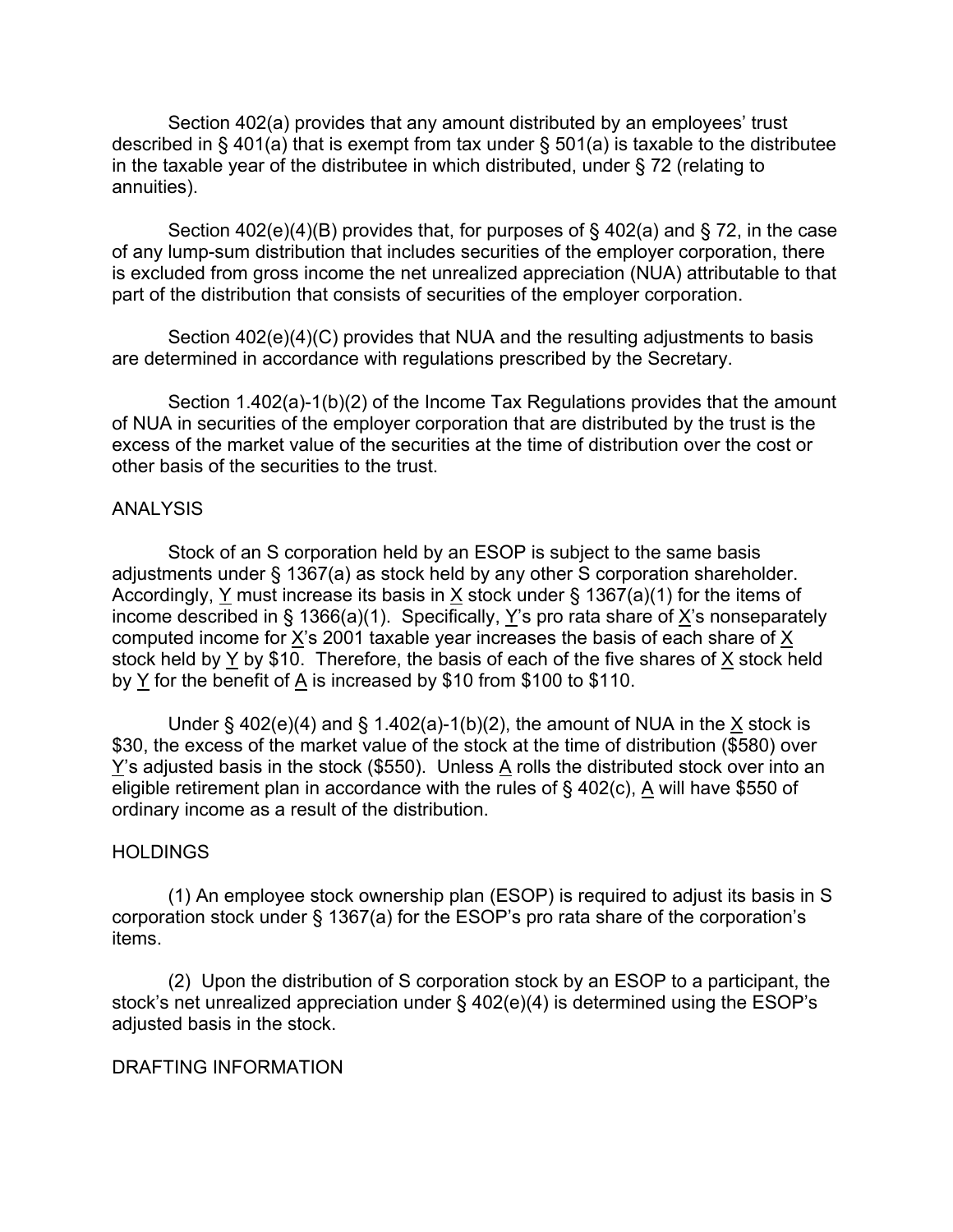Section 402(a) provides that any amount distributed by an employees' trust described in § 401(a) that is exempt from tax under § 501(a) is taxable to the distributee in the taxable year of the distributee in which distributed, under § 72 (relating to annuities).

Section 402(e)(4)(B) provides that, for purposes of § 402(a) and § 72, in the case of any lump-sum distribution that includes securities of the employer corporation, there is excluded from gross income the net unrealized appreciation (NUA) attributable to that part of the distribution that consists of securities of the employer corporation.

Section 402(e)(4)(C) provides that NUA and the resulting adjustments to basis are determined in accordance with regulations prescribed by the Secretary.

Section 1.402(a)-1(b)(2) of the Income Tax Regulations provides that the amount of NUA in securities of the employer corporation that are distributed by the trust is the excess of the market value of the securities at the time of distribution over the cost or other basis of the securities to the trust.

## ANALYSIS

Stock of an S corporation held by an ESOP is subject to the same basis adjustments under § 1367(a) as stock held by any other S corporation shareholder. Accordingly, Y must increase its basis in X stock under § 1367(a)(1) for the items of income described in § 1366(a)(1). Specifically, Y's pro rata share of X's nonseparately computed income for X's 2001 taxable year increases the basis of each share of X stock held by Y by $10. Therefore, the basis of each of the five shares of X stock held by Y for the benefit of A is increased by $10 from $100 to $110.

Under § 402(e)(4) and § 1.402(a)-1(b)(2), the amount of NUA in the X stock is $30, the excess of the market value of the stock at the time of distribution ($580) over Y's adjusted basis in the stock ($550). Unless A rolls the distributed stock over into an eligible retirement plan in accordance with the rules of § 402(c), A will have $550 of ordinary income as a result of the distribution.

## HOLDINGS

(1) An employee stock ownership plan (ESOP) is required to adjust its basis in S corporation stock under § 1367(a) for the ESOP's pro rata share of the corporation's items.

(2) Upon the distribution of S corporation stock by an ESOP to a participant, the stock's net unrealized appreciation under § 402(e)(4) is determined using the ESOP's adjusted basis in the stock.

## DRAFTING INFORMATION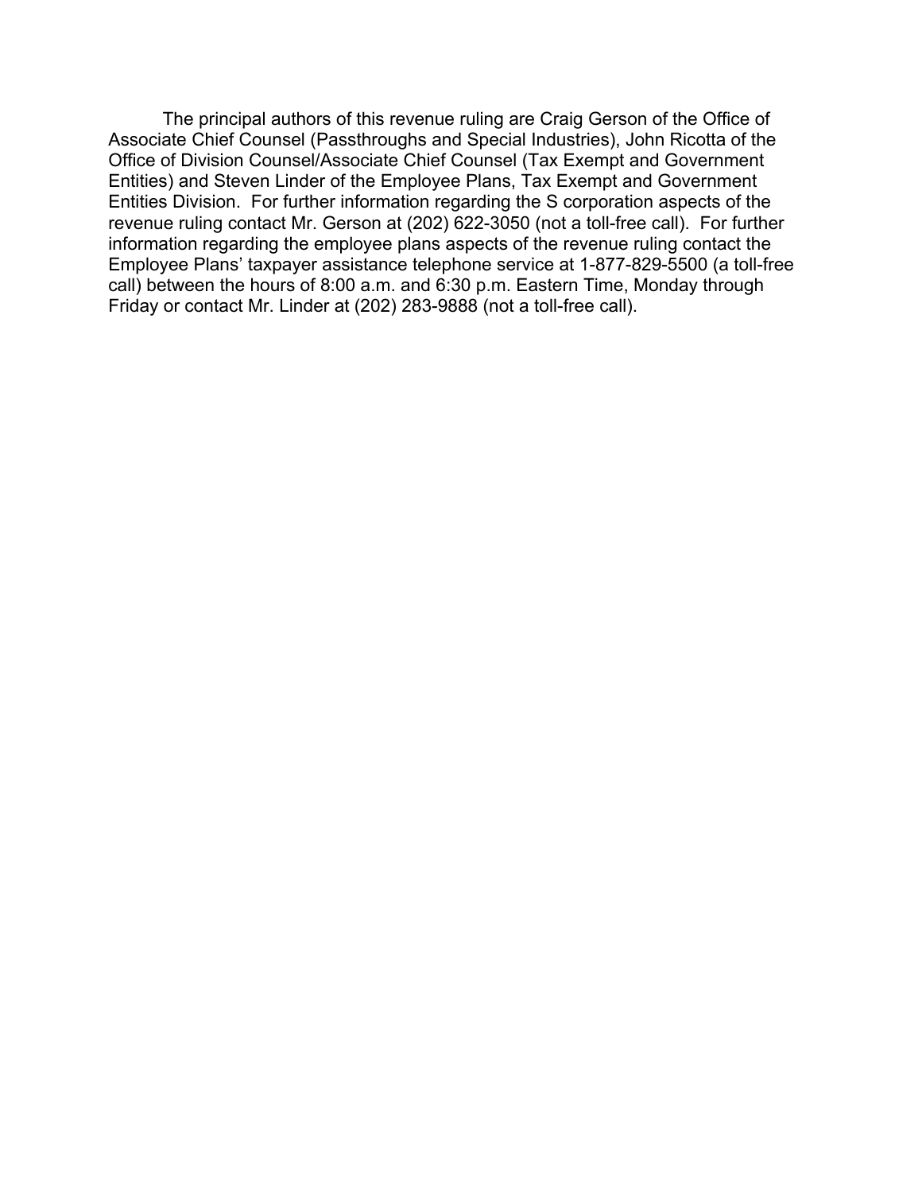The principal authors of this revenue ruling are Craig Gerson of the Office of Associate Chief Counsel (Passthroughs and Special Industries), John Ricotta of the Office of Division Counsel/Associate Chief Counsel (Tax Exempt and Government Entities) and Steven Linder of the Employee Plans, Tax Exempt and Government Entities Division. For further information regarding the S corporation aspects of the revenue ruling contact Mr. Gerson at (202) 622-3050 (not a toll-free call). For further information regarding the employee plans aspects of the revenue ruling contact the Employee Plans' taxpayer assistance telephone service at 1-877-829-5500 (a toll-free call) between the hours of 8:00 a.m. and 6:30 p.m. Eastern Time, Monday through Friday or contact Mr. Linder at (202) 283-9888 (not a toll-free call).